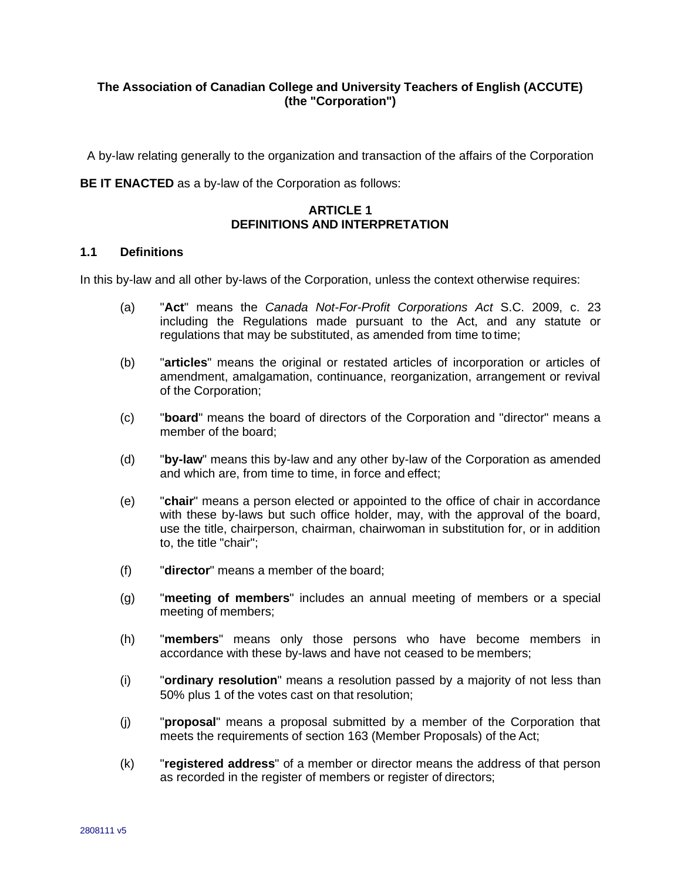**The Association of Canadian College and University Teachers of English (ACCUTE)**
**(the "Corporation")**

A by-law relating generally to the organization and transaction of the affairs of the Corporation

**BE IT ENACTED** as a by-law of the Corporation as follows:

## ARTICLE 1
## DEFINITIONS AND INTERPRETATION

### 1.1 Definitions

In this by-law and all other by-laws of the Corporation, unless the context otherwise requires:

(a) "**Act**" means the *Canada Not-For-Profit Corporations Act* S.C. 2009, c. 23 including the Regulations made pursuant to the Act, and any statute or regulations that may be substituted, as amended from time to time;

(b) "**articles**" means the original or restated articles of incorporation or articles of amendment, amalgamation, continuance, reorganization, arrangement or revival of the Corporation;

(c) "**board**" means the board of directors of the Corporation and "director" means a member of the board;

(d) "**by-law**" means this by-law and any other by-law of the Corporation as amended and which are, from time to time, in force and effect;

(e) "**chair**" means a person elected or appointed to the office of chair in accordance with these by-laws but such office holder, may, with the approval of the board, use the title, chairperson, chairman, chairwoman in substitution for, or in addition to, the title "chair";

(f) "**director**" means a member of the board;

(g) "**meeting of members**" includes an annual meeting of members or a special meeting of members;

(h) "**members**" means only those persons who have become members in accordance with these by-laws and have not ceased to be members;

(i) "**ordinary resolution**" means a resolution passed by a majority of not less than 50% plus 1 of the votes cast on that resolution;

(j) "**proposal**" means a proposal submitted by a member of the Corporation that meets the requirements of section 163 (Member Proposals) of the Act;

(k) "**registered address**" of a member or director means the address of that person as recorded in the register of members or register of directors;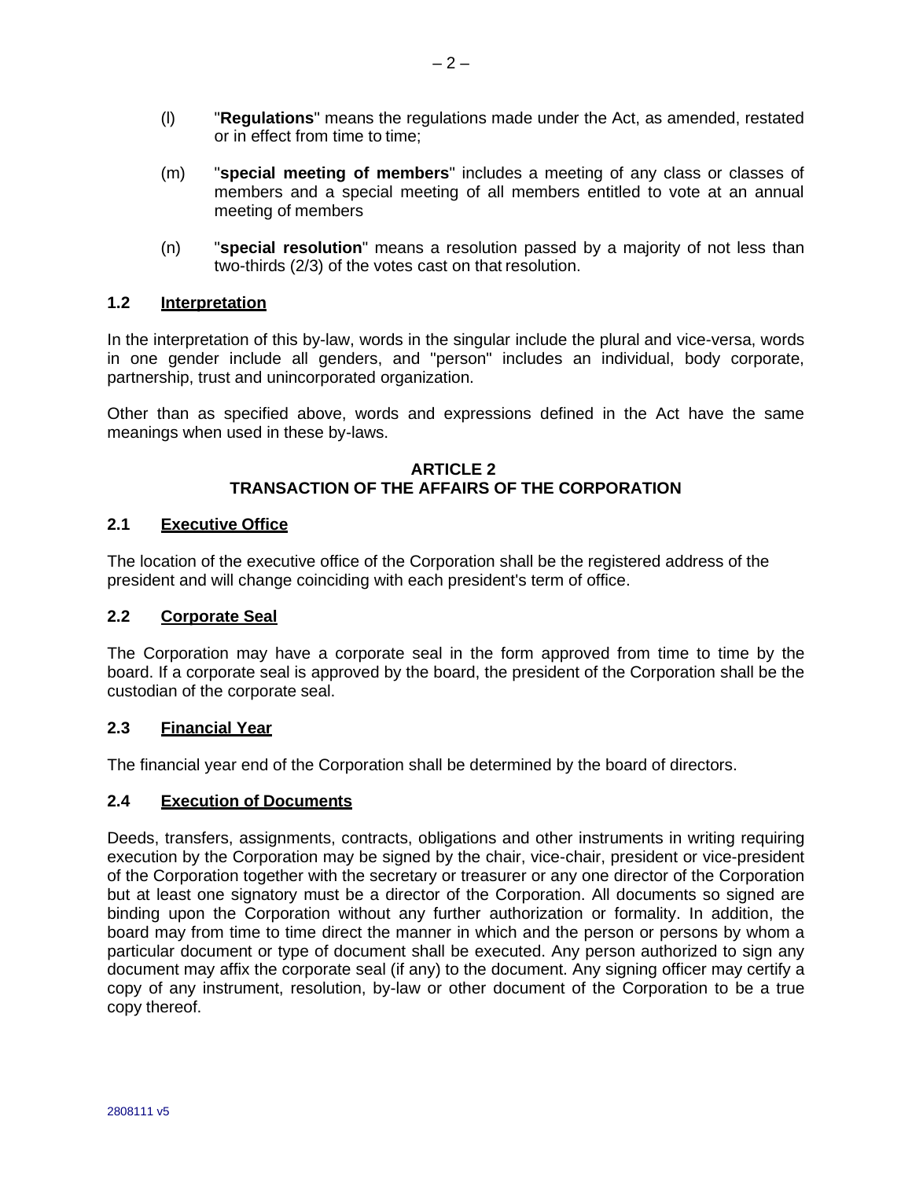(l) "**Regulations**" means the regulations made under the Act, as amended, restated or in effect from time to time;

(m) "**special meeting of members**" includes a meeting of any class or classes of members and a special meeting of all members entitled to vote at an annual meeting of members

(n) "**special resolution**" means a resolution passed by a majority of not less than two-thirds (2/3) of the votes cast on that resolution.

### 1.2 Interpretation

In the interpretation of this by-law, words in the singular include the plural and vice-versa, words in one gender include all genders, and "person" includes an individual, body corporate, partnership, trust and unincorporated organization.

Other than as specified above, words and expressions defined in the Act have the same meanings when used in these by-laws.

## ARTICLE 2
## TRANSACTION OF THE AFFAIRS OF THE CORPORATION

### 2.1 Executive Office

The location of the executive office of the Corporation shall be the registered address of the president and will change coinciding with each president's term of office.

### 2.2 Corporate Seal

The Corporation may have a corporate seal in the form approved from time to time by the board. If a corporate seal is approved by the board, the president of the Corporation shall be the custodian of the corporate seal.

### 2.3 Financial Year

The financial year end of the Corporation shall be determined by the board of directors.

### 2.4 Execution of Documents

Deeds, transfers, assignments, contracts, obligations and other instruments in writing requiring execution by the Corporation may be signed by the chair, vice-chair, president or vice-president of the Corporation together with the secretary or treasurer or any one director of the Corporation but at least one signatory must be a director of the Corporation. All documents so signed are binding upon the Corporation without any further authorization or formality. In addition, the board may from time to time direct the manner in which and the person or persons by whom a particular document or type of document shall be executed. Any person authorized to sign any document may affix the corporate seal (if any) to the document. Any signing officer may certify a copy of any instrument, resolution, by-law or other document of the Corporation to be a true copy thereof.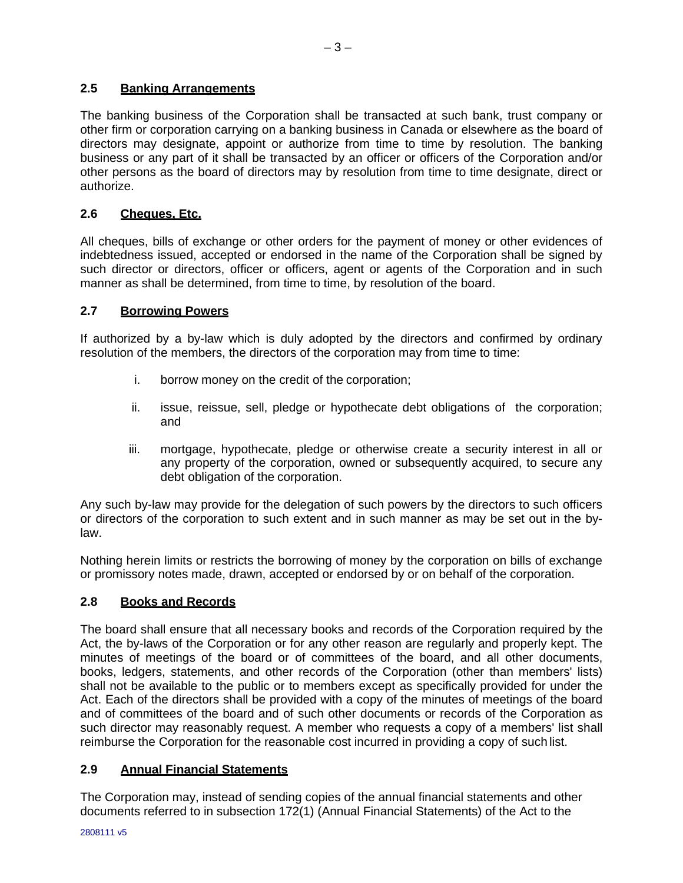### 2.5 Banking Arrangements

The banking business of the Corporation shall be transacted at such bank, trust company or other firm or corporation carrying on a banking business in Canada or elsewhere as the board of directors may designate, appoint or authorize from time to time by resolution. The banking business or any part of it shall be transacted by an officer or officers of the Corporation and/or other persons as the board of directors may by resolution from time to time designate, direct or authorize.

### 2.6 Cheques, Etc.

All cheques, bills of exchange or other orders for the payment of money or other evidences of indebtedness issued, accepted or endorsed in the name of the Corporation shall be signed by such director or directors, officer or officers, agent or agents of the Corporation and in such manner as shall be determined, from time to time, by resolution of the board.

### 2.7 Borrowing Powers

If authorized by a by-law which is duly adopted by the directors and confirmed by ordinary resolution of the members, the directors of the corporation may from time to time:

i. borrow money on the credit of the corporation;

ii. issue, reissue, sell, pledge or hypothecate debt obligations of the corporation; and

iii. mortgage, hypothecate, pledge or otherwise create a security interest in all or any property of the corporation, owned or subsequently acquired, to secure any debt obligation of the corporation.

Any such by-law may provide for the delegation of such powers by the directors to such officers or directors of the corporation to such extent and in such manner as may be set out in the by-law.

Nothing herein limits or restricts the borrowing of money by the corporation on bills of exchange or promissory notes made, drawn, accepted or endorsed by or on behalf of the corporation.

### 2.8 Books and Records

The board shall ensure that all necessary books and records of the Corporation required by the Act, the by-laws of the Corporation or for any other reason are regularly and properly kept. The minutes of meetings of the board or of committees of the board, and all other documents, books, ledgers, statements, and other records of the Corporation (other than members' lists) shall not be available to the public or to members except as specifically provided for under the Act. Each of the directors shall be provided with a copy of the minutes of meetings of the board and of committees of the board and of such other documents or records of the Corporation as such director may reasonably request. A member who requests a copy of a members' list shall reimburse the Corporation for the reasonable cost incurred in providing a copy of such list.

### 2.9 Annual Financial Statements

The Corporation may, instead of sending copies of the annual financial statements and other documents referred to in subsection 172(1) (Annual Financial Statements) of the Act to the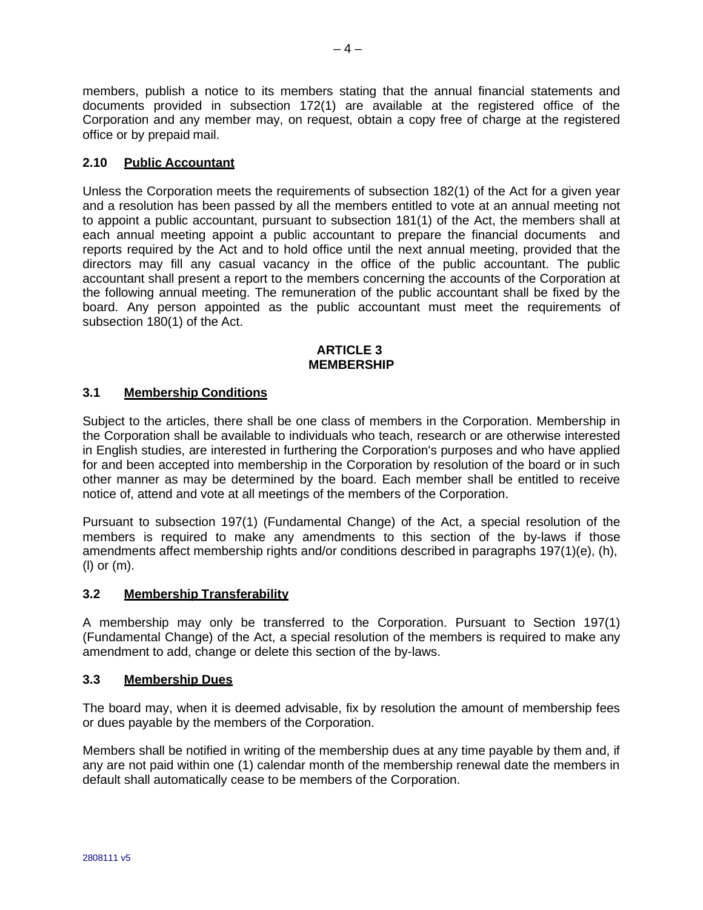members, publish a notice to its members stating that the annual financial statements and documents provided in subsection 172(1) are available at the registered office of the Corporation and any member may, on request, obtain a copy free of charge at the registered office or by prepaid mail.

### 2.10 Public Accountant

Unless the Corporation meets the requirements of subsection 182(1) of the Act for a given year and a resolution has been passed by all the members entitled to vote at an annual meeting not to appoint a public accountant, pursuant to subsection 181(1) of the Act, the members shall at each annual meeting appoint a public accountant to prepare the financial documents and reports required by the Act and to hold office until the next annual meeting, provided that the directors may fill any casual vacancy in the office of the public accountant. The public accountant shall present a report to the members concerning the accounts of the Corporation at the following annual meeting. The remuneration of the public accountant shall be fixed by the board. Any person appointed as the public accountant must meet the requirements of subsection 180(1) of the Act.

## ARTICLE 3
## MEMBERSHIP

### 3.1 Membership Conditions

Subject to the articles, there shall be one class of members in the Corporation. Membership in the Corporation shall be available to individuals who teach, research or are otherwise interested in English studies, are interested in furthering the Corporation's purposes and who have applied for and been accepted into membership in the Corporation by resolution of the board or in such other manner as may be determined by the board. Each member shall be entitled to receive notice of, attend and vote at all meetings of the members of the Corporation.

Pursuant to subsection 197(1) (Fundamental Change) of the Act, a special resolution of the members is required to make any amendments to this section of the by-laws if those amendments affect membership rights and/or conditions described in paragraphs 197(1)(e), (h), (l) or (m).

### 3.2 Membership Transferability

A membership may only be transferred to the Corporation. Pursuant to Section 197(1) (Fundamental Change) of the Act, a special resolution of the members is required to make any amendment to add, change or delete this section of the by-laws.

### 3.3 Membership Dues

The board may, when it is deemed advisable, fix by resolution the amount of membership fees or dues payable by the members of the Corporation.

Members shall be notified in writing of the membership dues at any time payable by them and, if any are not paid within one (1) calendar month of the membership renewal date the members in default shall automatically cease to be members of the Corporation.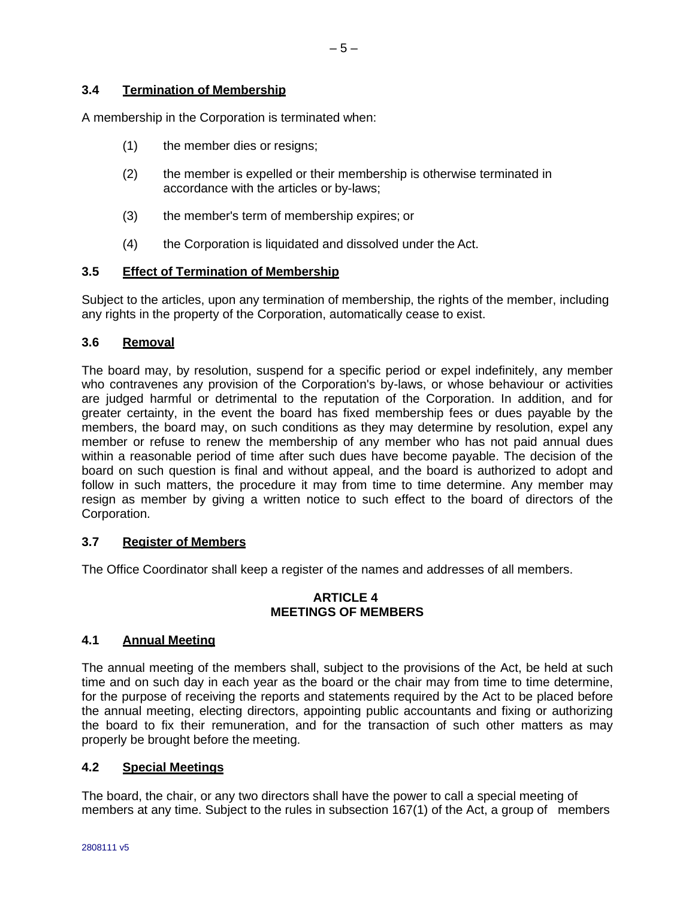### 3.4 Termination of Membership

A membership in the Corporation is terminated when:

(1) the member dies or resigns;

(2) the member is expelled or their membership is otherwise terminated in accordance with the articles or by-laws;

(3) the member's term of membership expires; or

(4) the Corporation is liquidated and dissolved under the Act.

### 3.5 Effect of Termination of Membership

Subject to the articles, upon any termination of membership, the rights of the member, including any rights in the property of the Corporation, automatically cease to exist.

### 3.6 Removal

The board may, by resolution, suspend for a specific period or expel indefinitely, any member who contravenes any provision of the Corporation's by-laws, or whose behaviour or activities are judged harmful or detrimental to the reputation of the Corporation. In addition, and for greater certainty, in the event the board has fixed membership fees or dues payable by the members, the board may, on such conditions as they may determine by resolution, expel any member or refuse to renew the membership of any member who has not paid annual dues within a reasonable period of time after such dues have become payable. The decision of the board on such question is final and without appeal, and the board is authorized to adopt and follow in such matters, the procedure it may from time to time determine. Any member may resign as member by giving a written notice to such effect to the board of directors of the Corporation.

### 3.7 Register of Members

The Office Coordinator shall keep a register of the names and addresses of all members.

## ARTICLE 4
## MEETINGS OF MEMBERS

### 4.1 Annual Meeting

The annual meeting of the members shall, subject to the provisions of the Act, be held at such time and on such day in each year as the board or the chair may from time to time determine, for the purpose of receiving the reports and statements required by the Act to be placed before the annual meeting, electing directors, appointing public accountants and fixing or authorizing the board to fix their remuneration, and for the transaction of such other matters as may properly be brought before the meeting.

### 4.2 Special Meetings

The board, the chair, or any two directors shall have the power to call a special meeting of members at any time. Subject to the rules in subsection 167(1) of the Act, a group of members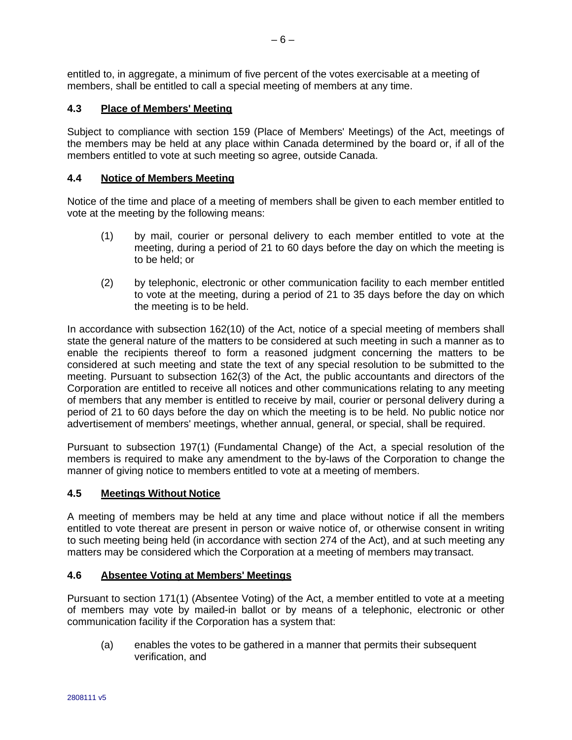entitled to, in aggregate, a minimum of five percent of the votes exercisable at a meeting of members, shall be entitled to call a special meeting of members at any time.

### 4.3 Place of Members' Meeting

Subject to compliance with section 159 (Place of Members' Meetings) of the Act, meetings of the members may be held at any place within Canada determined by the board or, if all of the members entitled to vote at such meeting so agree, outside Canada.

### 4.4 Notice of Members Meeting

Notice of the time and place of a meeting of members shall be given to each member entitled to vote at the meeting by the following means:

(1) by mail, courier or personal delivery to each member entitled to vote at the meeting, during a period of 21 to 60 days before the day on which the meeting is to be held; or

(2) by telephonic, electronic or other communication facility to each member entitled to vote at the meeting, during a period of 21 to 35 days before the day on which the meeting is to be held.

In accordance with subsection 162(10) of the Act, notice of a special meeting of members shall state the general nature of the matters to be considered at such meeting in such a manner as to enable the recipients thereof to form a reasoned judgment concerning the matters to be considered at such meeting and state the text of any special resolution to be submitted to the meeting. Pursuant to subsection 162(3) of the Act, the public accountants and directors of the Corporation are entitled to receive all notices and other communications relating to any meeting of members that any member is entitled to receive by mail, courier or personal delivery during a period of 21 to 60 days before the day on which the meeting is to be held. No public notice nor advertisement of members' meetings, whether annual, general, or special, shall be required.

Pursuant to subsection 197(1) (Fundamental Change) of the Act, a special resolution of the members is required to make any amendment to the by-laws of the Corporation to change the manner of giving notice to members entitled to vote at a meeting of members.

### 4.5 Meetings Without Notice

A meeting of members may be held at any time and place without notice if all the members entitled to vote thereat are present in person or waive notice of, or otherwise consent in writing to such meeting being held (in accordance with section 274 of the Act), and at such meeting any matters may be considered which the Corporation at a meeting of members may transact.

### 4.6 Absentee Voting at Members' Meetings

Pursuant to section 171(1) (Absentee Voting) of the Act, a member entitled to vote at a meeting of members may vote by mailed-in ballot or by means of a telephonic, electronic or other communication facility if the Corporation has a system that:

(a) enables the votes to be gathered in a manner that permits their subsequent verification, and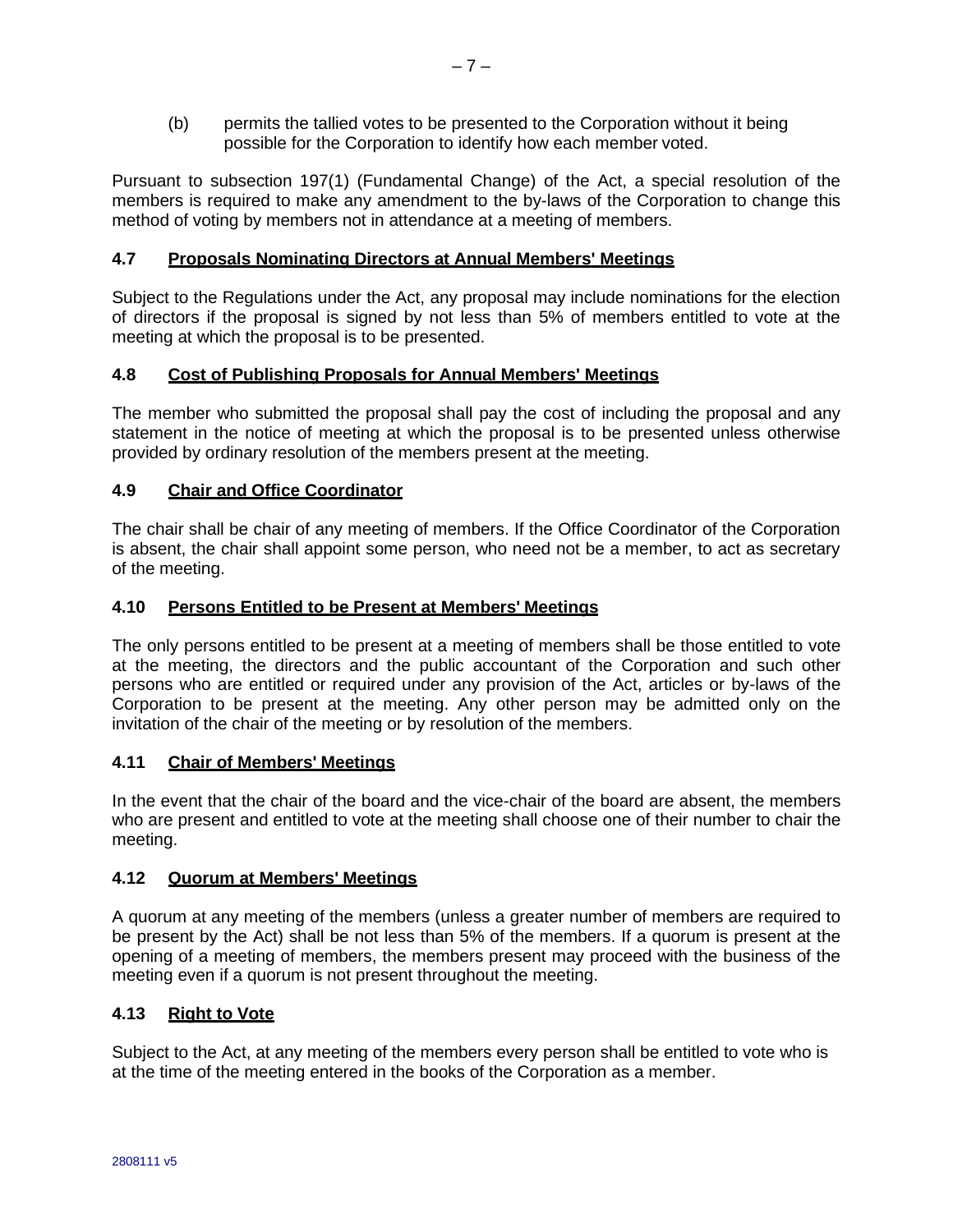(b) permits the tallied votes to be presented to the Corporation without it being possible for the Corporation to identify how each member voted.

Pursuant to subsection 197(1) (Fundamental Change) of the Act, a special resolution of the members is required to make any amendment to the by-laws of the Corporation to change this method of voting by members not in attendance at a meeting of members.

### 4.7 Proposals Nominating Directors at Annual Members' Meetings

Subject to the Regulations under the Act, any proposal may include nominations for the election of directors if the proposal is signed by not less than 5% of members entitled to vote at the meeting at which the proposal is to be presented.

### 4.8 Cost of Publishing Proposals for Annual Members' Meetings

The member who submitted the proposal shall pay the cost of including the proposal and any statement in the notice of meeting at which the proposal is to be presented unless otherwise provided by ordinary resolution of the members present at the meeting.

### 4.9 Chair and Office Coordinator

The chair shall be chair of any meeting of members. If the Office Coordinator of the Corporation is absent, the chair shall appoint some person, who need not be a member, to act as secretary of the meeting.

### 4.10 Persons Entitled to be Present at Members' Meetings

The only persons entitled to be present at a meeting of members shall be those entitled to vote at the meeting, the directors and the public accountant of the Corporation and such other persons who are entitled or required under any provision of the Act, articles or by-laws of the Corporation to be present at the meeting. Any other person may be admitted only on the invitation of the chair of the meeting or by resolution of the members.

### 4.11 Chair of Members' Meetings

In the event that the chair of the board and the vice-chair of the board are absent, the members who are present and entitled to vote at the meeting shall choose one of their number to chair the meeting.

### 4.12 Quorum at Members' Meetings

A quorum at any meeting of the members (unless a greater number of members are required to be present by the Act) shall be not less than 5% of the members. If a quorum is present at the opening of a meeting of members, the members present may proceed with the business of the meeting even if a quorum is not present throughout the meeting.

### 4.13 Right to Vote

Subject to the Act, at any meeting of the members every person shall be entitled to vote who is at the time of the meeting entered in the books of the Corporation as a member.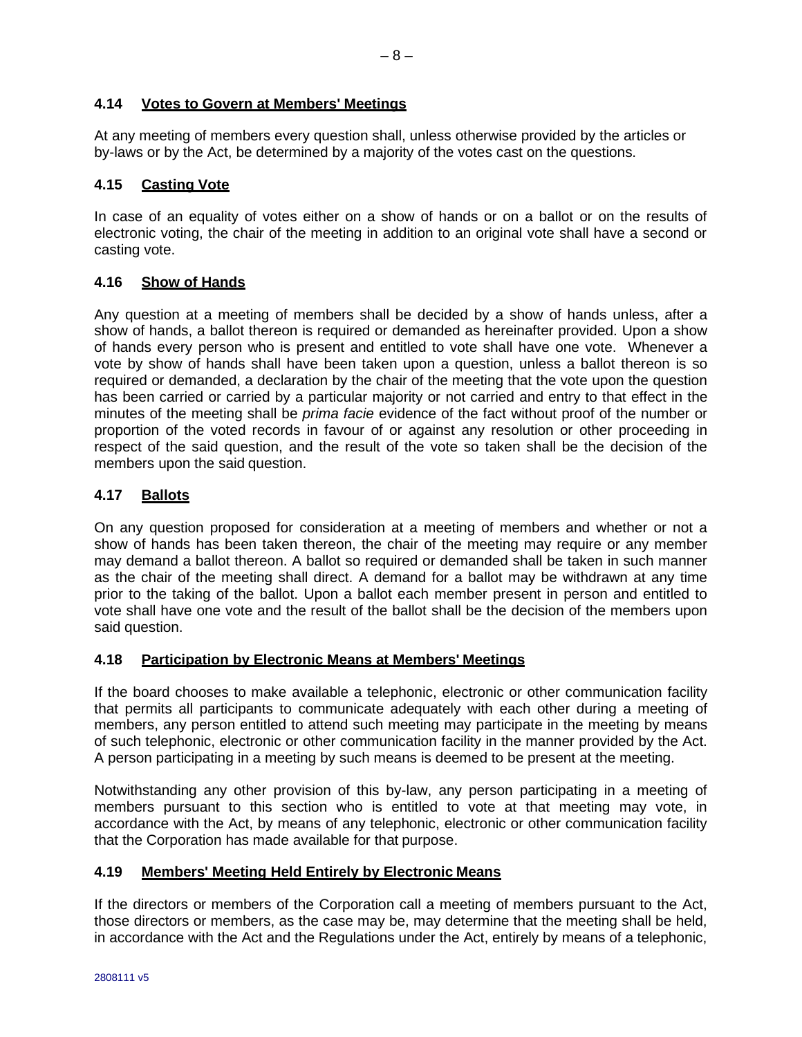### 4.14 Votes to Govern at Members' Meetings

At any meeting of members every question shall, unless otherwise provided by the articles or by-laws or by the Act, be determined by a majority of the votes cast on the questions.

### 4.15 Casting Vote

In case of an equality of votes either on a show of hands or on a ballot or on the results of electronic voting, the chair of the meeting in addition to an original vote shall have a second or casting vote.

### 4.16 Show of Hands

Any question at a meeting of members shall be decided by a show of hands unless, after a show of hands, a ballot thereon is required or demanded as hereinafter provided. Upon a show of hands every person who is present and entitled to vote shall have one vote. Whenever a vote by show of hands shall have been taken upon a question, unless a ballot thereon is so required or demanded, a declaration by the chair of the meeting that the vote upon the question has been carried or carried by a particular majority or not carried and entry to that effect in the minutes of the meeting shall be *prima facie* evidence of the fact without proof of the number or proportion of the voted records in favour of or against any resolution or other proceeding in respect of the said question, and the result of the vote so taken shall be the decision of the members upon the said question.

### 4.17 Ballots

On any question proposed for consideration at a meeting of members and whether or not a show of hands has been taken thereon, the chair of the meeting may require or any member may demand a ballot thereon. A ballot so required or demanded shall be taken in such manner as the chair of the meeting shall direct. A demand for a ballot may be withdrawn at any time prior to the taking of the ballot. Upon a ballot each member present in person and entitled to vote shall have one vote and the result of the ballot shall be the decision of the members upon said question.

### 4.18 Participation by Electronic Means at Members' Meetings

If the board chooses to make available a telephonic, electronic or other communication facility that permits all participants to communicate adequately with each other during a meeting of members, any person entitled to attend such meeting may participate in the meeting by means of such telephonic, electronic or other communication facility in the manner provided by the Act. A person participating in a meeting by such means is deemed to be present at the meeting.

Notwithstanding any other provision of this by-law, any person participating in a meeting of members pursuant to this section who is entitled to vote at that meeting may vote, in accordance with the Act, by means of any telephonic, electronic or other communication facility that the Corporation has made available for that purpose.

### 4.19 Members' Meeting Held Entirely by Electronic Means

If the directors or members of the Corporation call a meeting of members pursuant to the Act, those directors or members, as the case may be, may determine that the meeting shall be held, in accordance with the Act and the Regulations under the Act, entirely by means of a telephonic,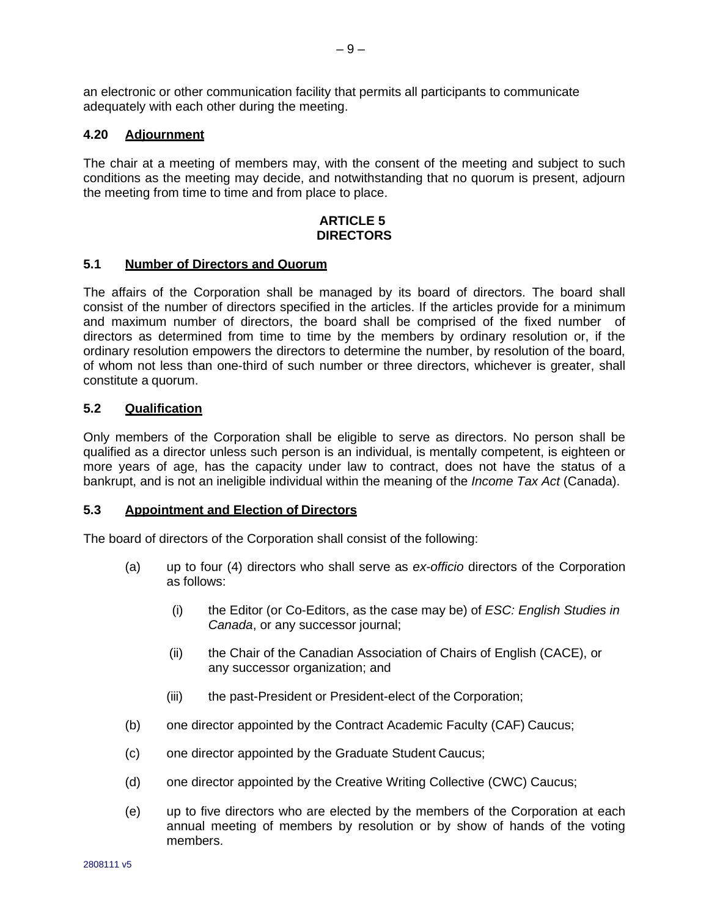an electronic or other communication facility that permits all participants to communicate adequately with each other during the meeting.

### 4.20 Adjournment

The chair at a meeting of members may, with the consent of the meeting and subject to such conditions as the meeting may decide, and notwithstanding that no quorum is present, adjourn the meeting from time to time and from place to place.

## ARTICLE 5
## DIRECTORS

### 5.1 Number of Directors and Quorum

The affairs of the Corporation shall be managed by its board of directors. The board shall consist of the number of directors specified in the articles. If the articles provide for a minimum and maximum number of directors, the board shall be comprised of the fixed number of directors as determined from time to time by the members by ordinary resolution or, if the ordinary resolution empowers the directors to determine the number, by resolution of the board, of whom not less than one-third of such number or three directors, whichever is greater, shall constitute a quorum.

### 5.2 Qualification

Only members of the Corporation shall be eligible to serve as directors. No person shall be qualified as a director unless such person is an individual, is mentally competent, is eighteen or more years of age, has the capacity under law to contract, does not have the status of a bankrupt, and is not an ineligible individual within the meaning of the *Income Tax Act* (Canada).

### 5.3 Appointment and Election of Directors

The board of directors of the Corporation shall consist of the following:

(a) up to four (4) directors who shall serve as *ex-officio* directors of the Corporation as follows:

   (i) the Editor (or Co-Editors, as the case may be) of *ESC: English Studies in Canada*, or any successor journal;

   (ii) the Chair of the Canadian Association of Chairs of English (CACE), or any successor organization; and

   (iii) the past-President or President-elect of the Corporation;

(b) one director appointed by the Contract Academic Faculty (CAF) Caucus;

(c) one director appointed by the Graduate Student Caucus;

(d) one director appointed by the Creative Writing Collective (CWC) Caucus;

(e) up to five directors who are elected by the members of the Corporation at each annual meeting of members by resolution or by show of hands of the voting members.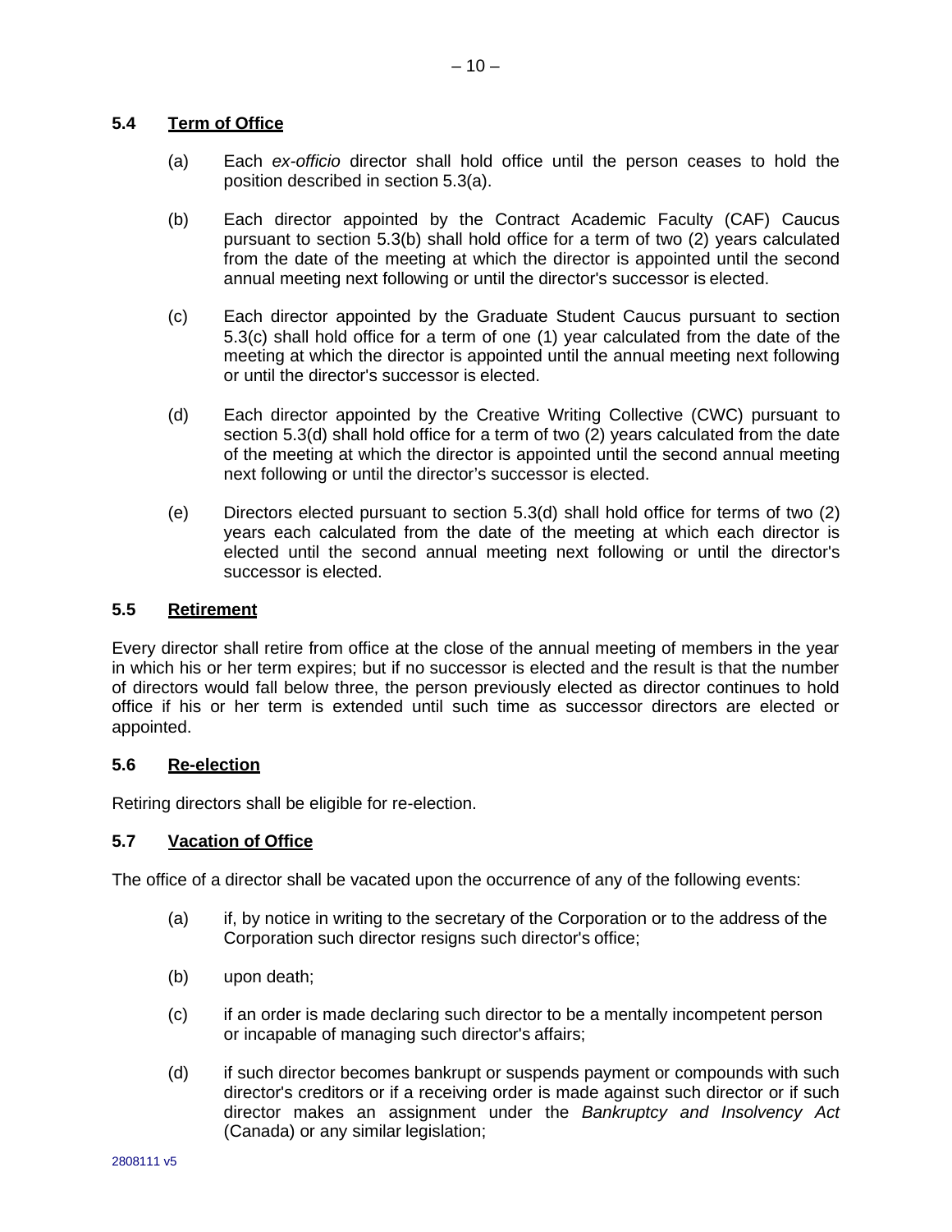### 5.4 Term of Office

(a) Each *ex-officio* director shall hold office until the person ceases to hold the position described in section 5.3(a).

(b) Each director appointed by the Contract Academic Faculty (CAF) Caucus pursuant to section 5.3(b) shall hold office for a term of two (2) years calculated from the date of the meeting at which the director is appointed until the second annual meeting next following or until the director's successor is elected.

(c) Each director appointed by the Graduate Student Caucus pursuant to section 5.3(c) shall hold office for a term of one (1) year calculated from the date of the meeting at which the director is appointed until the annual meeting next following or until the director's successor is elected.

(d) Each director appointed by the Creative Writing Collective (CWC) pursuant to section 5.3(d) shall hold office for a term of two (2) years calculated from the date of the meeting at which the director is appointed until the second annual meeting next following or until the director's successor is elected.

(e) Directors elected pursuant to section 5.3(d) shall hold office for terms of two (2) years each calculated from the date of the meeting at which each director is elected until the second annual meeting next following or until the director's successor is elected.

### 5.5 Retirement

Every director shall retire from office at the close of the annual meeting of members in the year in which his or her term expires; but if no successor is elected and the result is that the number of directors would fall below three, the person previously elected as director continues to hold office if his or her term is extended until such time as successor directors are elected or appointed.

### 5.6 Re-election

Retiring directors shall be eligible for re-election.

### 5.7 Vacation of Office

The office of a director shall be vacated upon the occurrence of any of the following events:

(a) if, by notice in writing to the secretary of the Corporation or to the address of the Corporation such director resigns such director's office;

(b) upon death;

(c) if an order is made declaring such director to be a mentally incompetent person or incapable of managing such director's affairs;

(d) if such director becomes bankrupt or suspends payment or compounds with such director's creditors or if a receiving order is made against such director or if such director makes an assignment under the *Bankruptcy and Insolvency Act* (Canada) or any similar legislation;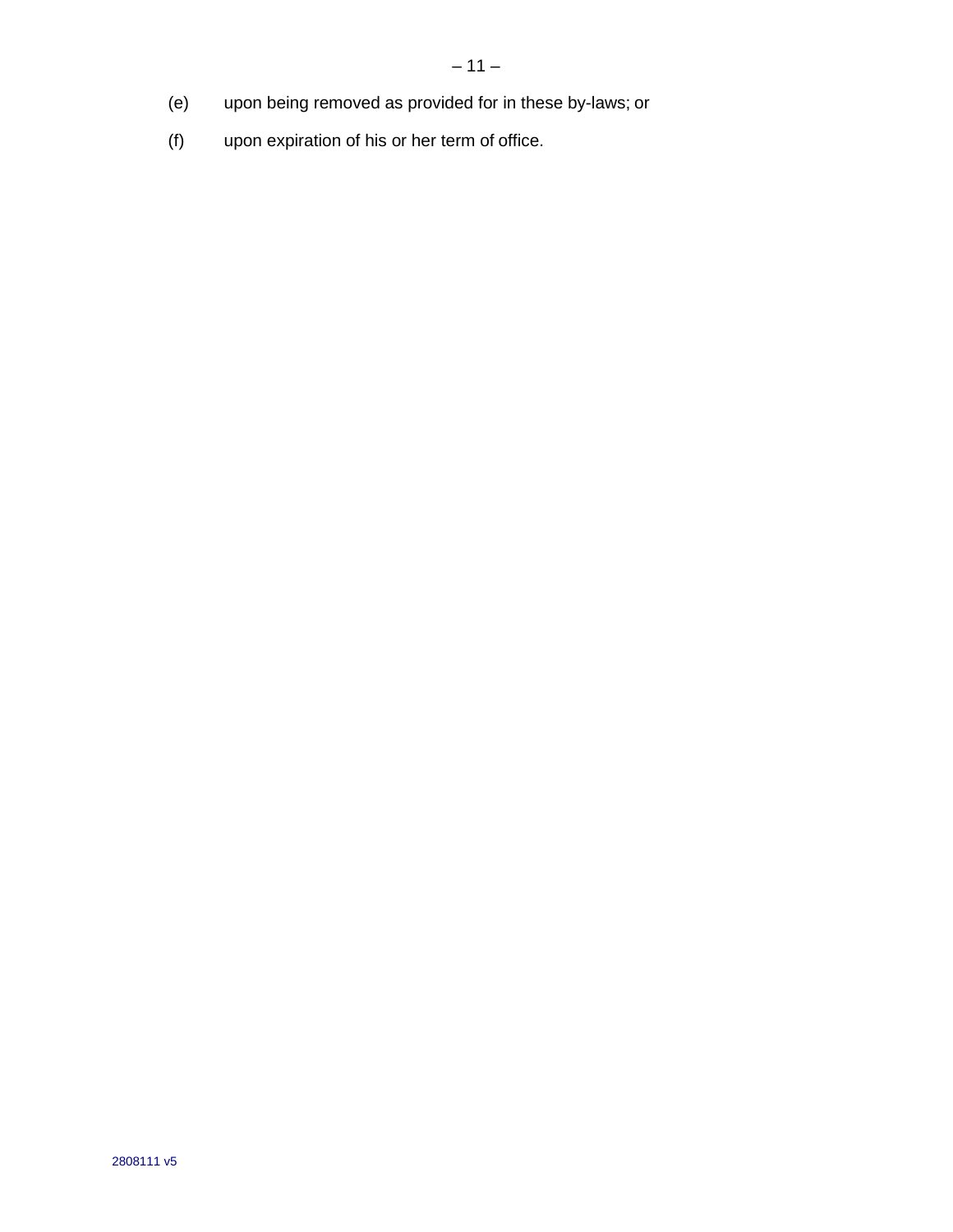(e) upon being removed as provided for in these by-laws; or

(f) upon expiration of his or her term of office.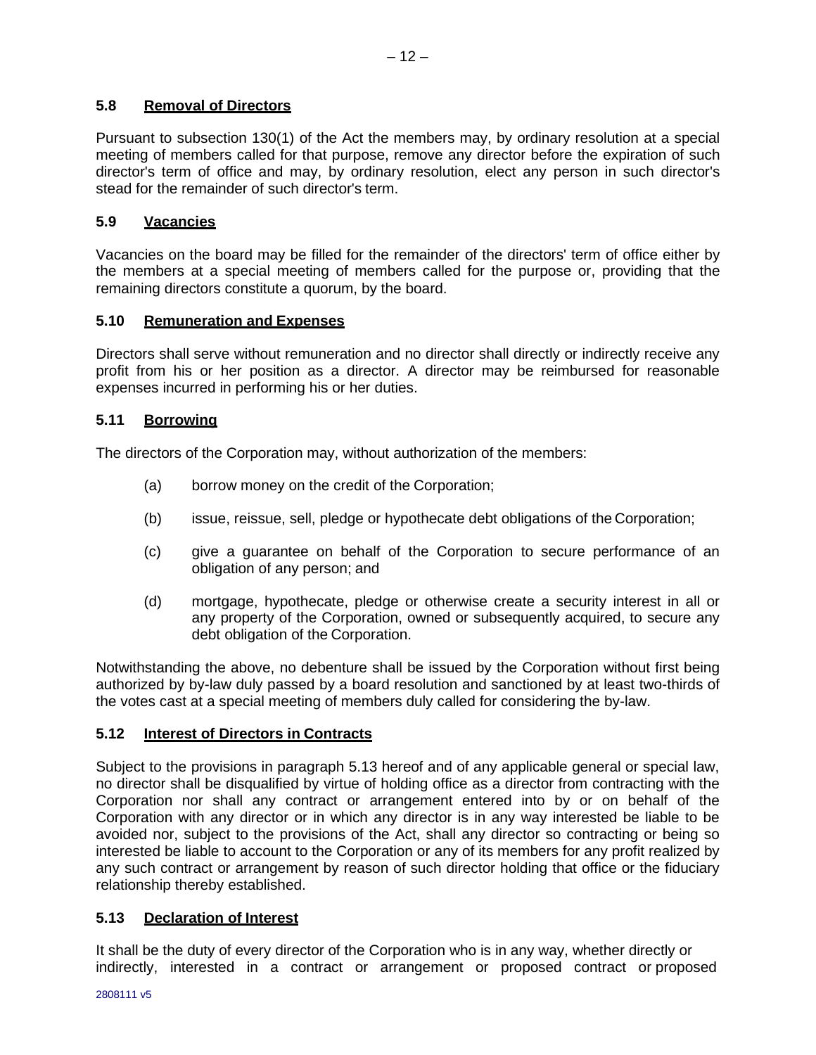### 5.8 Removal of Directors

Pursuant to subsection 130(1) of the Act the members may, by ordinary resolution at a special meeting of members called for that purpose, remove any director before the expiration of such director's term of office and may, by ordinary resolution, elect any person in such director's stead for the remainder of such director's term.

### 5.9 Vacancies

Vacancies on the board may be filled for the remainder of the directors' term of office either by the members at a special meeting of members called for the purpose or, providing that the remaining directors constitute a quorum, by the board.

### 5.10 Remuneration and Expenses

Directors shall serve without remuneration and no director shall directly or indirectly receive any profit from his or her position as a director. A director may be reimbursed for reasonable expenses incurred in performing his or her duties.

### 5.11 Borrowing

The directors of the Corporation may, without authorization of the members:

(a) borrow money on the credit of the Corporation;

(b) issue, reissue, sell, pledge or hypothecate debt obligations of the Corporation;

(c) give a guarantee on behalf of the Corporation to secure performance of an obligation of any person; and

(d) mortgage, hypothecate, pledge or otherwise create a security interest in all or any property of the Corporation, owned or subsequently acquired, to secure any debt obligation of the Corporation.

Notwithstanding the above, no debenture shall be issued by the Corporation without first being authorized by by-law duly passed by a board resolution and sanctioned by at least two-thirds of the votes cast at a special meeting of members duly called for considering the by-law.

### 5.12 Interest of Directors in Contracts

Subject to the provisions in paragraph 5.13 hereof and of any applicable general or special law, no director shall be disqualified by virtue of holding office as a director from contracting with the Corporation nor shall any contract or arrangement entered into by or on behalf of the Corporation with any director or in which any director is in any way interested be liable to be avoided nor, subject to the provisions of the Act, shall any director so contracting or being so interested be liable to account to the Corporation or any of its members for any profit realized by any such contract or arrangement by reason of such director holding that office or the fiduciary relationship thereby established.

### 5.13 Declaration of Interest

It shall be the duty of every director of the Corporation who is in any way, whether directly or indirectly, interested in a contract or arrangement or proposed contract or proposed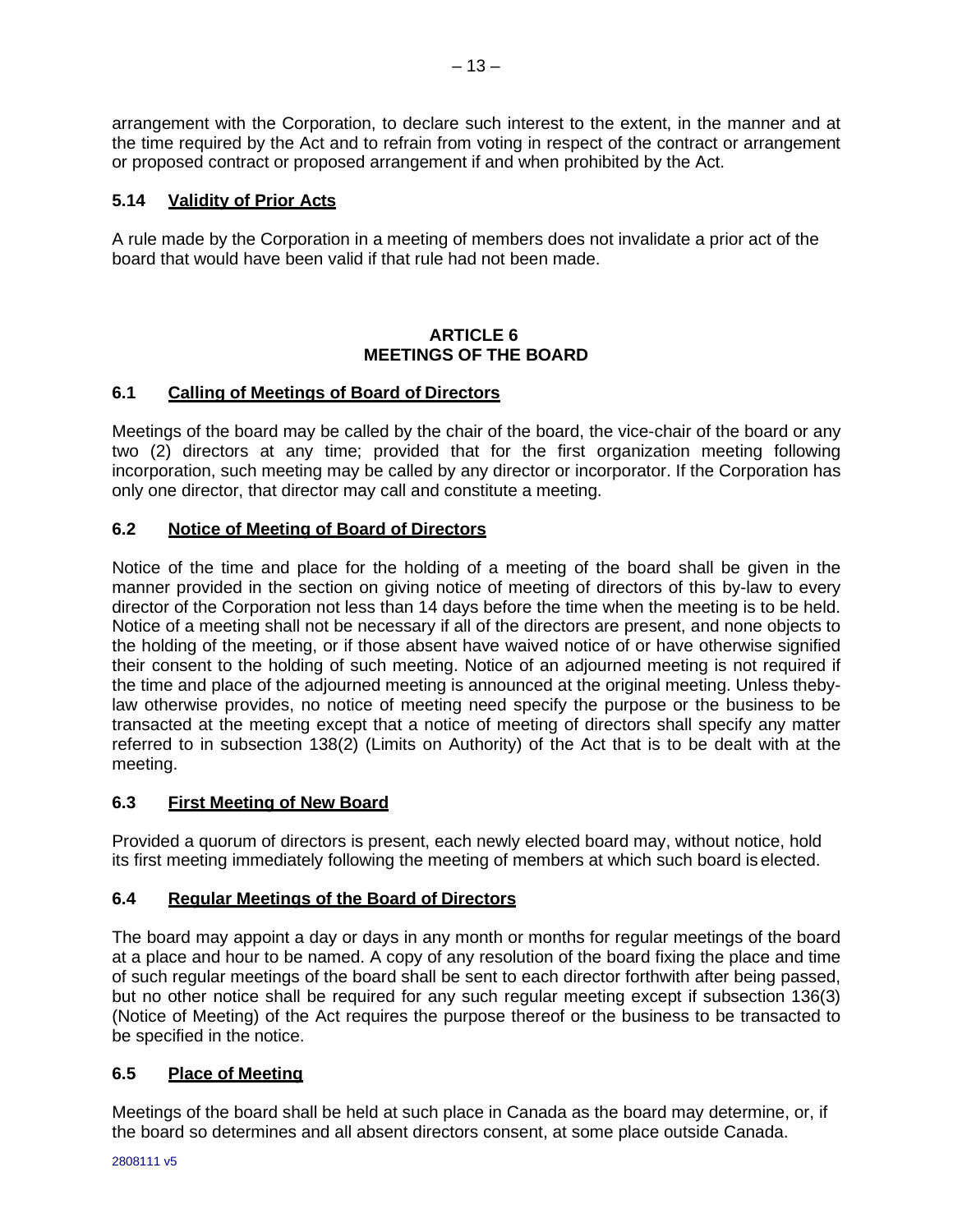arrangement with the Corporation, to declare such interest to the extent, in the manner and at the time required by the Act and to refrain from voting in respect of the contract or arrangement or proposed contract or proposed arrangement if and when prohibited by the Act.

### 5.14 Validity of Prior Acts

A rule made by the Corporation in a meeting of members does not invalidate a prior act of the board that would have been valid if that rule had not been made.

## ARTICLE 6
## MEETINGS OF THE BOARD

### 6.1 Calling of Meetings of Board of Directors

Meetings of the board may be called by the chair of the board, the vice-chair of the board or any two (2) directors at any time; provided that for the first organization meeting following incorporation, such meeting may be called by any director or incorporator. If the Corporation has only one director, that director may call and constitute a meeting.

### 6.2 Notice of Meeting of Board of Directors

Notice of the time and place for the holding of a meeting of the board shall be given in the manner provided in the section on giving notice of meeting of directors of this by-law to every director of the Corporation not less than 14 days before the time when the meeting is to be held. Notice of a meeting shall not be necessary if all of the directors are present, and none objects to the holding of the meeting, or if those absent have waived notice of or have otherwise signified their consent to the holding of such meeting. Notice of an adjourned meeting is not required if the time and place of the adjourned meeting is announced at the original meeting. Unless theby-law otherwise provides, no notice of meeting need specify the purpose or the business to be transacted at the meeting except that a notice of meeting of directors shall specify any matter referred to in subsection 138(2) (Limits on Authority) of the Act that is to be dealt with at the meeting.

### 6.3 First Meeting of New Board

Provided a quorum of directors is present, each newly elected board may, without notice, hold its first meeting immediately following the meeting of members at which such board is elected.

### 6.4 Regular Meetings of the Board of Directors

The board may appoint a day or days in any month or months for regular meetings of the board at a place and hour to be named. A copy of any resolution of the board fixing the place and time of such regular meetings of the board shall be sent to each director forthwith after being passed, but no other notice shall be required for any such regular meeting except if subsection 136(3) (Notice of Meeting) of the Act requires the purpose thereof or the business to be transacted to be specified in the notice.

### 6.5 Place of Meeting

Meetings of the board shall be held at such place in Canada as the board may determine, or, if the board so determines and all absent directors consent, at some place outside Canada.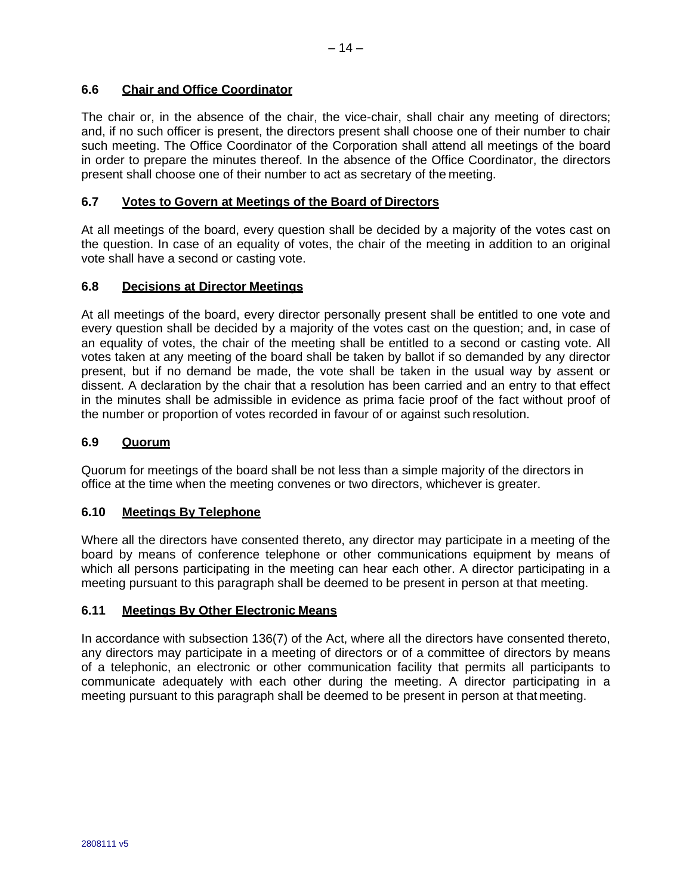### 6.6 <u>Chair and Office Coordinator</u>

The chair or, in the absence of the chair, the vice-chair, shall chair any meeting of directors; and, if no such officer is present, the directors present shall choose one of their number to chair such meeting. The Office Coordinator of the Corporation shall attend all meetings of the board in order to prepare the minutes thereof. In the absence of the Office Coordinator, the directors present shall choose one of their number to act as secretary of the meeting.

### 6.7 <u>Votes to Govern at Meetings of the Board of Directors</u>

At all meetings of the board, every question shall be decided by a majority of the votes cast on the question. In case of an equality of votes, the chair of the meeting in addition to an original vote shall have a second or casting vote.

### 6.8 <u>Decisions at Director Meetings</u>

At all meetings of the board, every director personally present shall be entitled to one vote and every question shall be decided by a majority of the votes cast on the question; and, in case of an equality of votes, the chair of the meeting shall be entitled to a second or casting vote. All votes taken at any meeting of the board shall be taken by ballot if so demanded by any director present, but if no demand be made, the vote shall be taken in the usual way by assent or dissent. A declaration by the chair that a resolution has been carried and an entry to that effect in the minutes shall be admissible in evidence as prima facie proof of the fact without proof of the number or proportion of votes recorded in favour of or against such resolution.

### 6.9 <u>Quorum</u>

Quorum for meetings of the board shall be not less than a simple majority of the directors in office at the time when the meeting convenes or two directors, whichever is greater.

### 6.10 <u>Meetings By Telephone</u>

Where all the directors have consented thereto, any director may participate in a meeting of the board by means of conference telephone or other communications equipment by means of which all persons participating in the meeting can hear each other. A director participating in a meeting pursuant to this paragraph shall be deemed to be present in person at that meeting.

### 6.11 <u>Meetings By Other Electronic Means</u>

In accordance with subsection 136(7) of the Act, where all the directors have consented thereto, any directors may participate in a meeting of directors or of a committee of directors by means of a telephonic, an electronic or other communication facility that permits all participants to communicate adequately with each other during the meeting. A director participating in a meeting pursuant to this paragraph shall be deemed to be present in person at that meeting.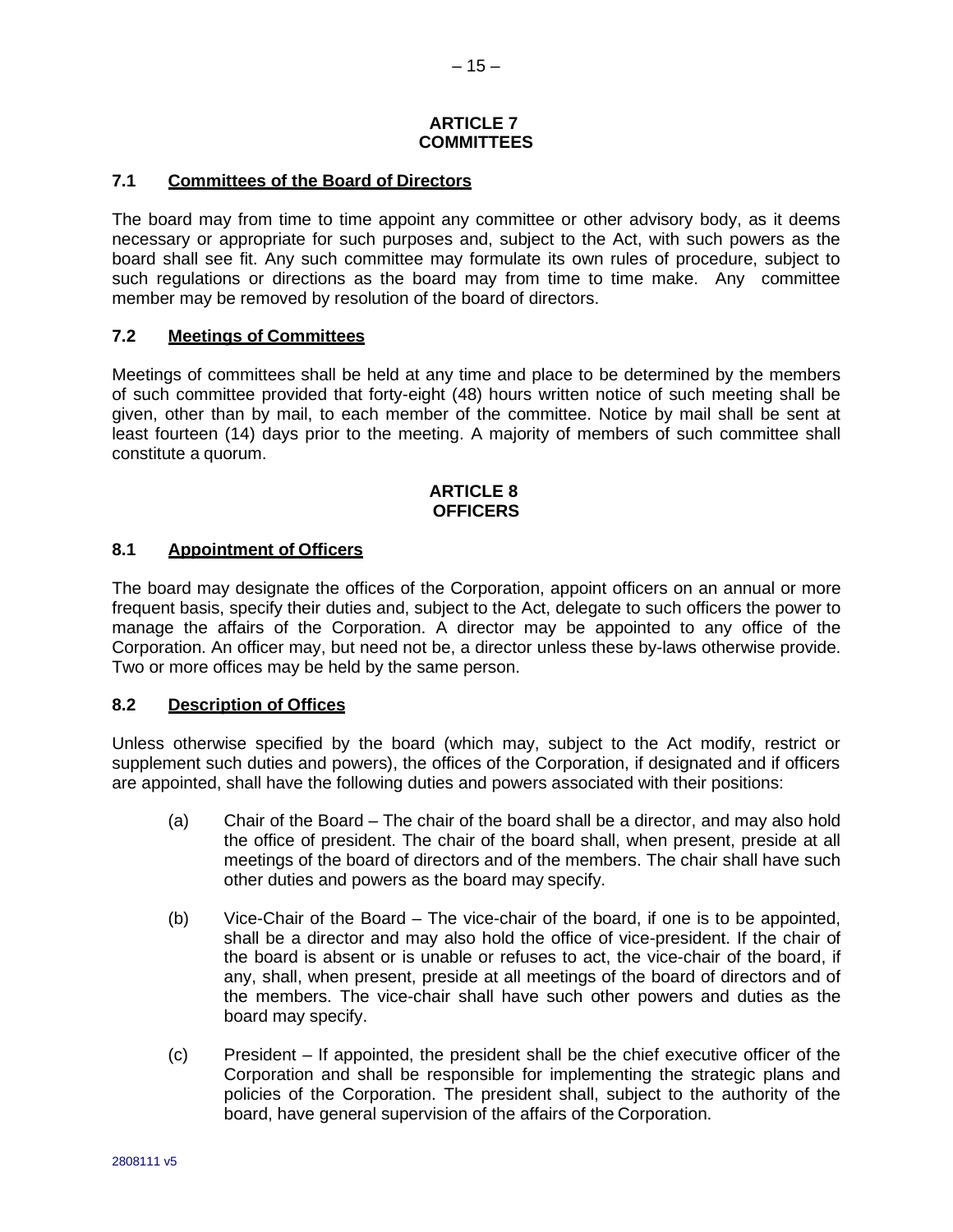## ARTICLE 7
## COMMITTEES

### 7.1 Committees of the Board of Directors

The board may from time to time appoint any committee or other advisory body, as it deems necessary or appropriate for such purposes and, subject to the Act, with such powers as the board shall see fit. Any such committee may formulate its own rules of procedure, subject to such regulations or directions as the board may from time to time make. Any committee member may be removed by resolution of the board of directors.

### 7.2 Meetings of Committees

Meetings of committees shall be held at any time and place to be determined by the members of such committee provided that forty-eight (48) hours written notice of such meeting shall be given, other than by mail, to each member of the committee. Notice by mail shall be sent at least fourteen (14) days prior to the meeting. A majority of members of such committee shall constitute a quorum.

## ARTICLE 8
## OFFICERS

### 8.1 Appointment of Officers

The board may designate the offices of the Corporation, appoint officers on an annual or more frequent basis, specify their duties and, subject to the Act, delegate to such officers the power to manage the affairs of the Corporation. A director may be appointed to any office of the Corporation. An officer may, but need not be, a director unless these by-laws otherwise provide. Two or more offices may be held by the same person.

### 8.2 Description of Offices

Unless otherwise specified by the board (which may, subject to the Act modify, restrict or supplement such duties and powers), the offices of the Corporation, if designated and if officers are appointed, shall have the following duties and powers associated with their positions:

(a) Chair of the Board – The chair of the board shall be a director, and may also hold the office of president. The chair of the board shall, when present, preside at all meetings of the board of directors and of the members. The chair shall have such other duties and powers as the board may specify.

(b) Vice-Chair of the Board – The vice-chair of the board, if one is to be appointed, shall be a director and may also hold the office of vice-president. If the chair of the board is absent or is unable or refuses to act, the vice-chair of the board, if any, shall, when present, preside at all meetings of the board of directors and of the members. The vice-chair shall have such other powers and duties as the board may specify.

(c) President – If appointed, the president shall be the chief executive officer of the Corporation and shall be responsible for implementing the strategic plans and policies of the Corporation. The president shall, subject to the authority of the board, have general supervision of the affairs of the Corporation.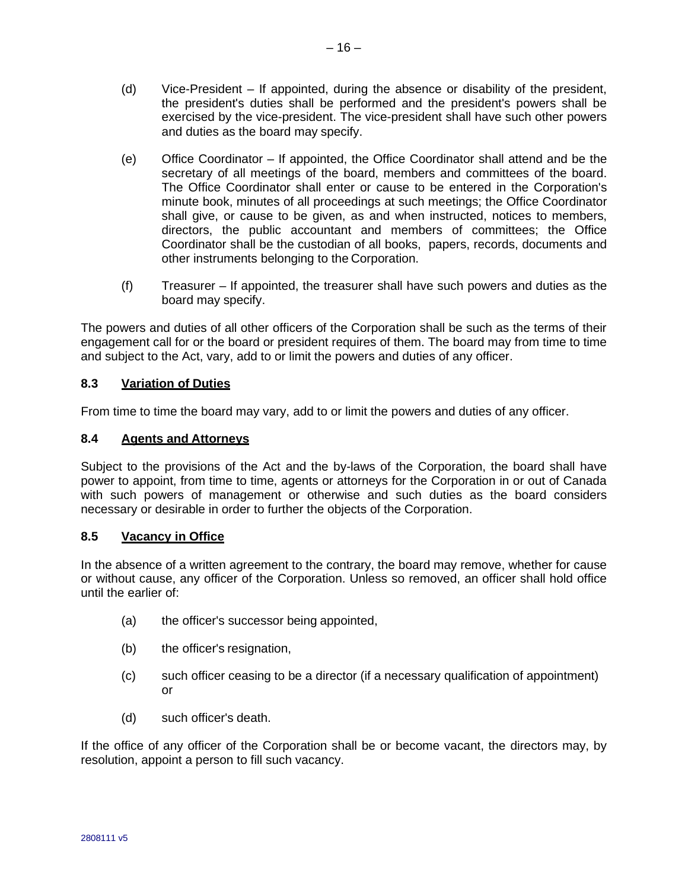(d) Vice-President – If appointed, during the absence or disability of the president, the president's duties shall be performed and the president's powers shall be exercised by the vice-president. The vice-president shall have such other powers and duties as the board may specify.

(e) Office Coordinator – If appointed, the Office Coordinator shall attend and be the secretary of all meetings of the board, members and committees of the board. The Office Coordinator shall enter or cause to be entered in the Corporation's minute book, minutes of all proceedings at such meetings; the Office Coordinator shall give, or cause to be given, as and when instructed, notices to members, directors, the public accountant and members of committees; the Office Coordinator shall be the custodian of all books, papers, records, documents and other instruments belonging to the Corporation.

(f) Treasurer – If appointed, the treasurer shall have such powers and duties as the board may specify.

The powers and duties of all other officers of the Corporation shall be such as the terms of their engagement call for or the board or president requires of them. The board may from time to time and subject to the Act, vary, add to or limit the powers and duties of any officer.

### 8.3 Variation of Duties

From time to time the board may vary, add to or limit the powers and duties of any officer.

### 8.4 Agents and Attorneys

Subject to the provisions of the Act and the by-laws of the Corporation, the board shall have power to appoint, from time to time, agents or attorneys for the Corporation in or out of Canada with such powers of management or otherwise and such duties as the board considers necessary or desirable in order to further the objects of the Corporation.

### 8.5 Vacancy in Office

In the absence of a written agreement to the contrary, the board may remove, whether for cause or without cause, any officer of the Corporation. Unless so removed, an officer shall hold office until the earlier of:

(a) the officer's successor being appointed,

(b) the officer's resignation,

(c) such officer ceasing to be a director (if a necessary qualification of appointment) or

(d) such officer's death.

If the office of any officer of the Corporation shall be or become vacant, the directors may, by resolution, appoint a person to fill such vacancy.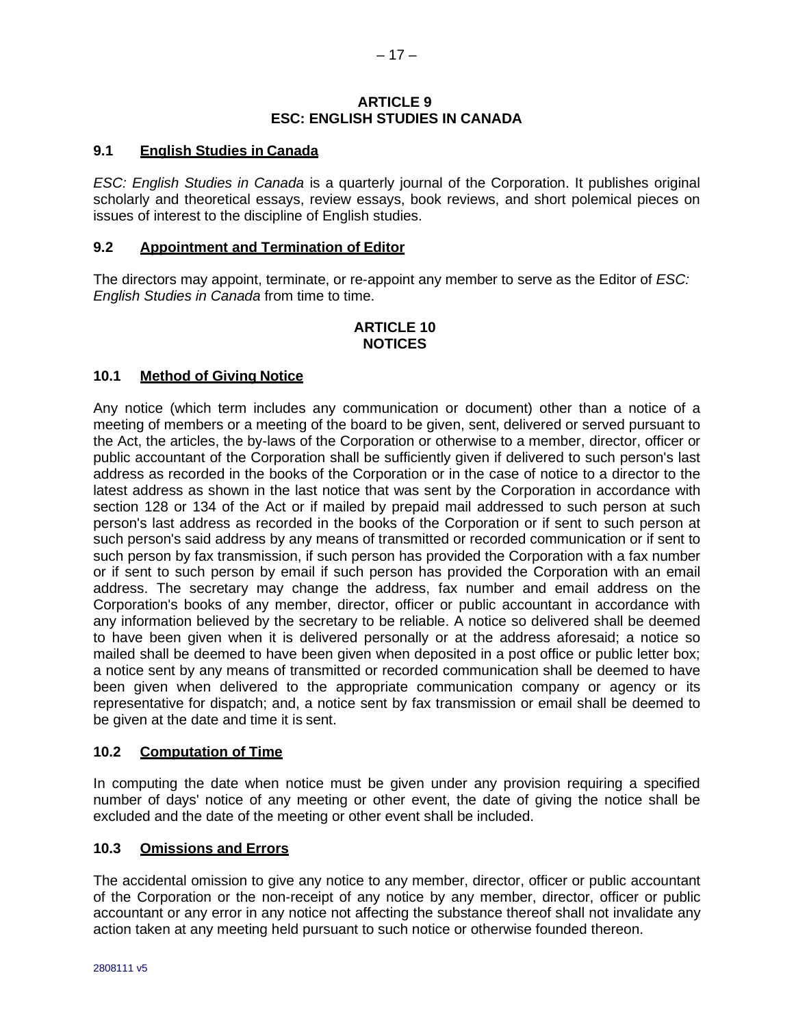## ARTICLE 9
## ESC: ENGLISH STUDIES IN CANADA

### 9.1 English Studies in Canada

*ESC: English Studies in Canada* is a quarterly journal of the Corporation. It publishes original scholarly and theoretical essays, review essays, book reviews, and short polemical pieces on issues of interest to the discipline of English studies.

### 9.2 Appointment and Termination of Editor

The directors may appoint, terminate, or re-appoint any member to serve as the Editor of *ESC: English Studies in Canada* from time to time.

## ARTICLE 10
## NOTICES

### 10.1 Method of Giving Notice

Any notice (which term includes any communication or document) other than a notice of a meeting of members or a meeting of the board to be given, sent, delivered or served pursuant to the Act, the articles, the by-laws of the Corporation or otherwise to a member, director, officer or public accountant of the Corporation shall be sufficiently given if delivered to such person's last address as recorded in the books of the Corporation or in the case of notice to a director to the latest address as shown in the last notice that was sent by the Corporation in accordance with section 128 or 134 of the Act or if mailed by prepaid mail addressed to such person at such person's last address as recorded in the books of the Corporation or if sent to such person at such person's said address by any means of transmitted or recorded communication or if sent to such person by fax transmission, if such person has provided the Corporation with a fax number or if sent to such person by email if such person has provided the Corporation with an email address. The secretary may change the address, fax number and email address on the Corporation's books of any member, director, officer or public accountant in accordance with any information believed by the secretary to be reliable. A notice so delivered shall be deemed to have been given when it is delivered personally or at the address aforesaid; a notice so mailed shall be deemed to have been given when deposited in a post office or public letter box; a notice sent by any means of transmitted or recorded communication shall be deemed to have been given when delivered to the appropriate communication company or agency or its representative for dispatch; and, a notice sent by fax transmission or email shall be deemed to be given at the date and time it is sent.

### 10.2 Computation of Time

In computing the date when notice must be given under any provision requiring a specified number of days' notice of any meeting or other event, the date of giving the notice shall be excluded and the date of the meeting or other event shall be included.

### 10.3 Omissions and Errors

The accidental omission to give any notice to any member, director, officer or public accountant of the Corporation or the non-receipt of any notice by any member, director, officer or public accountant or any error in any notice not affecting the substance thereof shall not invalidate any action taken at any meeting held pursuant to such notice or otherwise founded thereon.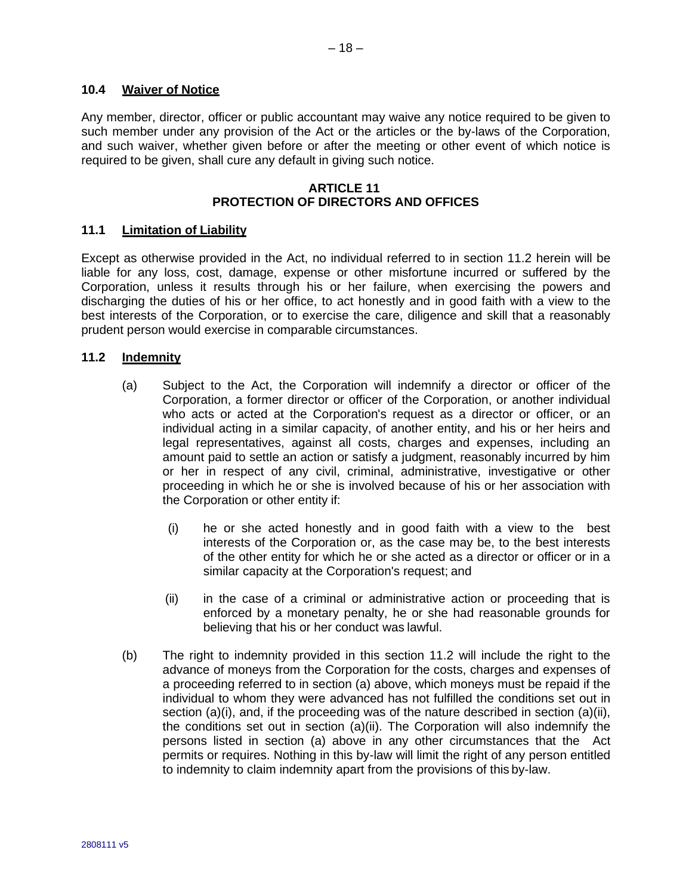### 10.4 Waiver of Notice

Any member, director, officer or public accountant may waive any notice required to be given to such member under any provision of the Act or the articles or the by-laws of the Corporation, and such waiver, whether given before or after the meeting or other event of which notice is required to be given, shall cure any default in giving such notice.

## ARTICLE 11
## PROTECTION OF DIRECTORS AND OFFICES

### 11.1 Limitation of Liability

Except as otherwise provided in the Act, no individual referred to in section 11.2 herein will be liable for any loss, cost, damage, expense or other misfortune incurred or suffered by the Corporation, unless it results through his or her failure, when exercising the powers and discharging the duties of his or her office, to act honestly and in good faith with a view to the best interests of the Corporation, or to exercise the care, diligence and skill that a reasonably prudent person would exercise in comparable circumstances.

### 11.2 Indemnity

(a) Subject to the Act, the Corporation will indemnify a director or officer of the Corporation, a former director or officer of the Corporation, or another individual who acts or acted at the Corporation's request as a director or officer, or an individual acting in a similar capacity, of another entity, and his or her heirs and legal representatives, against all costs, charges and expenses, including an amount paid to settle an action or satisfy a judgment, reasonably incurred by him or her in respect of any civil, criminal, administrative, investigative or other proceeding in which he or she is involved because of his or her association with the Corporation or other entity if:

(i) he or she acted honestly and in good faith with a view to the best interests of the Corporation or, as the case may be, to the best interests of the other entity for which he or she acted as a director or officer or in a similar capacity at the Corporation's request; and

(ii) in the case of a criminal or administrative action or proceeding that is enforced by a monetary penalty, he or she had reasonable grounds for believing that his or her conduct was lawful.

(b) The right to indemnity provided in this section 11.2 will include the right to the advance of moneys from the Corporation for the costs, charges and expenses of a proceeding referred to in section (a) above, which moneys must be repaid if the individual to whom they were advanced has not fulfilled the conditions set out in section (a)(i), and, if the proceeding was of the nature described in section (a)(ii), the conditions set out in section (a)(ii). The Corporation will also indemnify the persons listed in section (a) above in any other circumstances that the Act permits or requires. Nothing in this by-law will limit the right of any person entitled to indemnity to claim indemnity apart from the provisions of this by-law.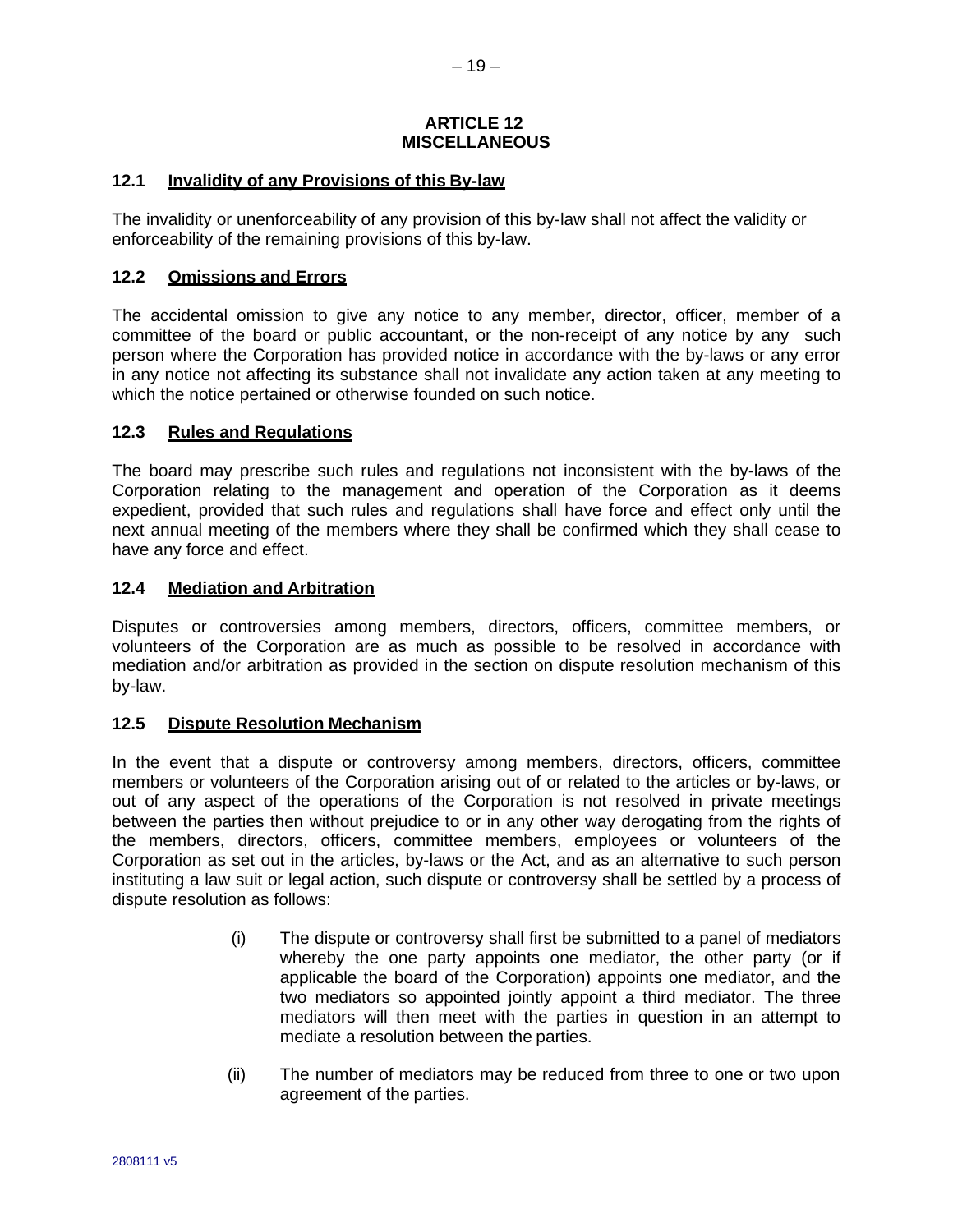## ARTICLE 12
## MISCELLANEOUS

### 12.1 Invalidity of any Provisions of this By-law

The invalidity or unenforceability of any provision of this by-law shall not affect the validity or enforceability of the remaining provisions of this by-law.

### 12.2 Omissions and Errors

The accidental omission to give any notice to any member, director, officer, member of a committee of the board or public accountant, or the non-receipt of any notice by any such person where the Corporation has provided notice in accordance with the by-laws or any error in any notice not affecting its substance shall not invalidate any action taken at any meeting to which the notice pertained or otherwise founded on such notice.

### 12.3 Rules and Regulations

The board may prescribe such rules and regulations not inconsistent with the by-laws of the Corporation relating to the management and operation of the Corporation as it deems expedient, provided that such rules and regulations shall have force and effect only until the next annual meeting of the members where they shall be confirmed which they shall cease to have any force and effect.

### 12.4 Mediation and Arbitration

Disputes or controversies among members, directors, officers, committee members, or volunteers of the Corporation are as much as possible to be resolved in accordance with mediation and/or arbitration as provided in the section on dispute resolution mechanism of this by-law.

### 12.5 Dispute Resolution Mechanism

In the event that a dispute or controversy among members, directors, officers, committee members or volunteers of the Corporation arising out of or related to the articles or by-laws, or out of any aspect of the operations of the Corporation is not resolved in private meetings between the parties then without prejudice to or in any other way derogating from the rights of the members, directors, officers, committee members, employees or volunteers of the Corporation as set out in the articles, by-laws or the Act, and as an alternative to such person instituting a law suit or legal action, such dispute or controversy shall be settled by a process of dispute resolution as follows:

(i) The dispute or controversy shall first be submitted to a panel of mediators whereby the one party appoints one mediator, the other party (or if applicable the board of the Corporation) appoints one mediator, and the two mediators so appointed jointly appoint a third mediator. The three mediators will then meet with the parties in question in an attempt to mediate a resolution between the parties.

(ii) The number of mediators may be reduced from three to one or two upon agreement of the parties.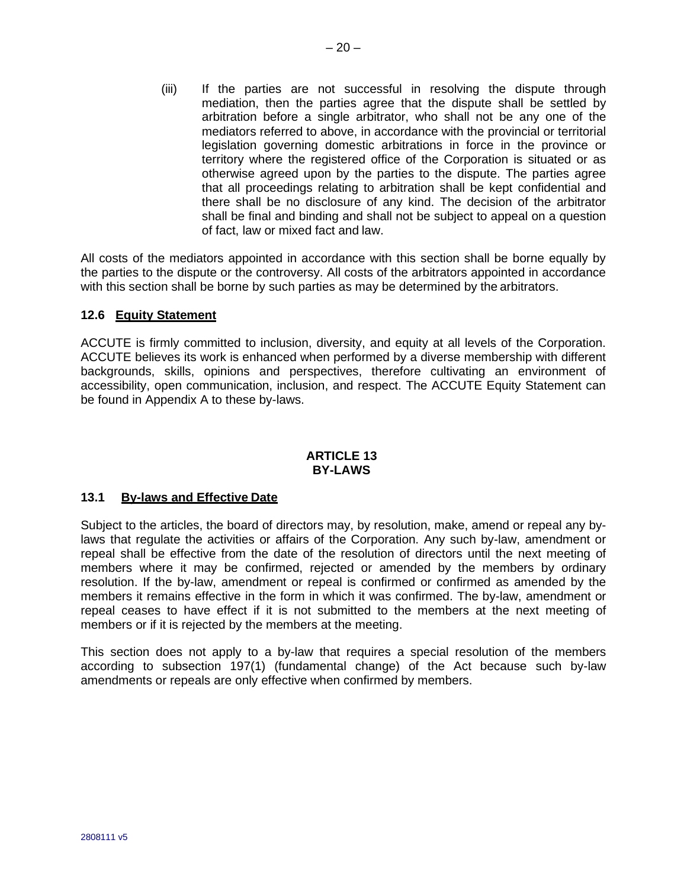(iii) If the parties are not successful in resolving the dispute through mediation, then the parties agree that the dispute shall be settled by arbitration before a single arbitrator, who shall not be any one of the mediators referred to above, in accordance with the provincial or territorial legislation governing domestic arbitrations in force in the province or territory where the registered office of the Corporation is situated or as otherwise agreed upon by the parties to the dispute. The parties agree that all proceedings relating to arbitration shall be kept confidential and there shall be no disclosure of any kind. The decision of the arbitrator shall be final and binding and shall not be subject to appeal on a question of fact, law or mixed fact and law.

All costs of the mediators appointed in accordance with this section shall be borne equally by the parties to the dispute or the controversy. All costs of the arbitrators appointed in accordance with this section shall be borne by such parties as may be determined by the arbitrators.

### 12.6 Equity Statement

ACCUTE is firmly committed to inclusion, diversity, and equity at all levels of the Corporation. ACCUTE believes its work is enhanced when performed by a diverse membership with different backgrounds, skills, opinions and perspectives, therefore cultivating an environment of accessibility, open communication, inclusion, and respect. The ACCUTE Equity Statement can be found in Appendix A to these by-laws.

## ARTICLE 13
## BY-LAWS

### 13.1 By-laws and Effective Date

Subject to the articles, the board of directors may, by resolution, make, amend or repeal any by-laws that regulate the activities or affairs of the Corporation. Any such by-law, amendment or repeal shall be effective from the date of the resolution of directors until the next meeting of members where it may be confirmed, rejected or amended by the members by ordinary resolution. If the by-law, amendment or repeal is confirmed or confirmed as amended by the members it remains effective in the form in which it was confirmed. The by-law, amendment or repeal ceases to have effect if it is not submitted to the members at the next meeting of members or if it is rejected by the members at the meeting.

This section does not apply to a by-law that requires a special resolution of the members according to subsection 197(1) (fundamental change) of the Act because such by-law amendments or repeals are only effective when confirmed by members.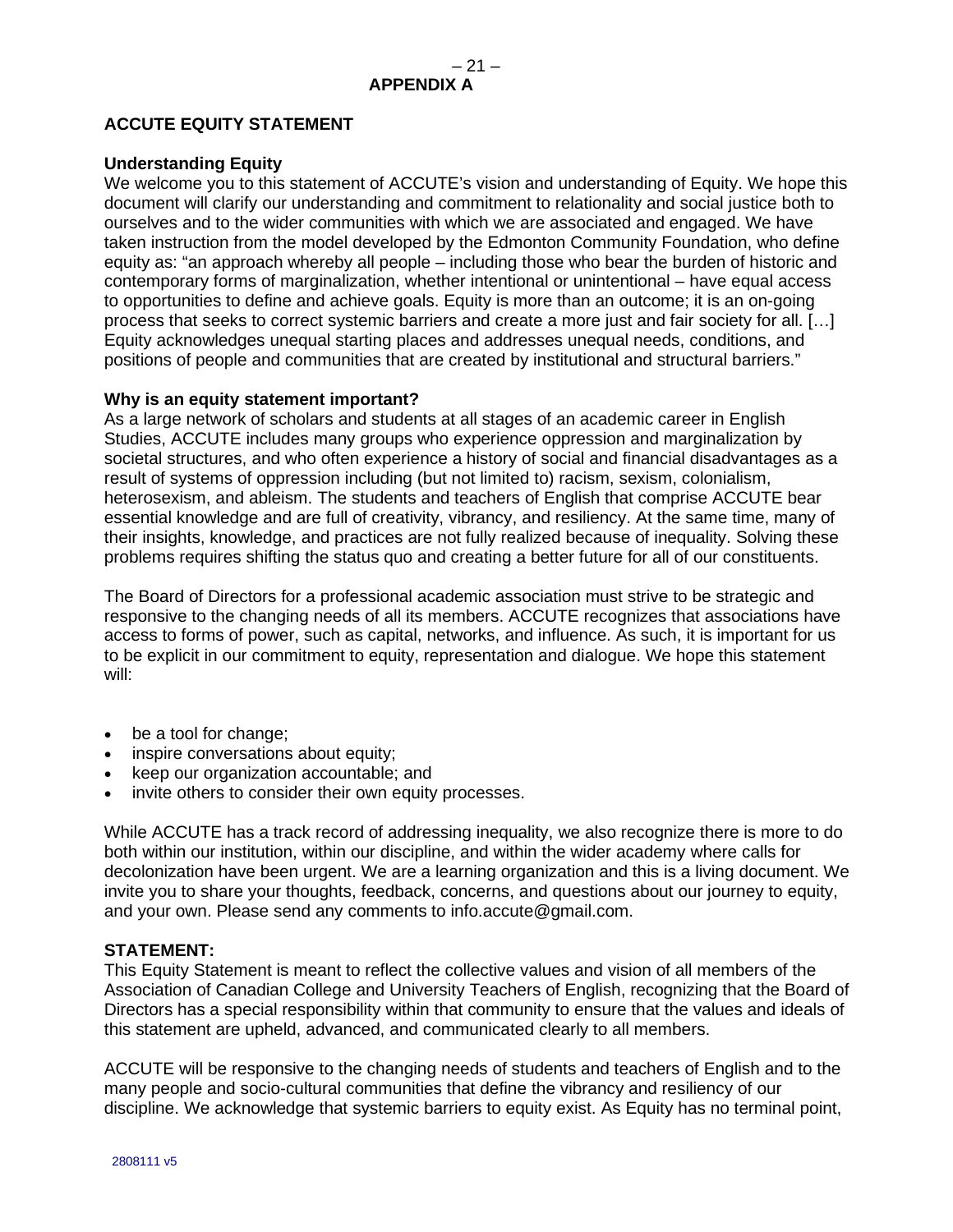# APPENDIX A

## ACCUTE EQUITY STATEMENT

### Understanding Equity

We welcome you to this statement of ACCUTE's vision and understanding of Equity. We hope this document will clarify our understanding and commitment to relationality and social justice both to ourselves and to the wider communities with which we are associated and engaged. We have taken instruction from the model developed by the Edmonton Community Foundation, who define equity as: "an approach whereby all people – including those who bear the burden of historic and contemporary forms of marginalization, whether intentional or unintentional – have equal access to opportunities to define and achieve goals. Equity is more than an outcome; it is an on-going process that seeks to correct systemic barriers and create a more just and fair society for all. […] Equity acknowledges unequal starting places and addresses unequal needs, conditions, and positions of people and communities that are created by institutional and structural barriers."

### Why is an equity statement important?

As a large network of scholars and students at all stages of an academic career in English Studies, ACCUTE includes many groups who experience oppression and marginalization by societal structures, and who often experience a history of social and financial disadvantages as a result of systems of oppression including (but not limited to) racism, sexism, colonialism, heterosexism, and ableism. The students and teachers of English that comprise ACCUTE bear essential knowledge and are full of creativity, vibrancy, and resiliency. At the same time, many of their insights, knowledge, and practices are not fully realized because of inequality. Solving these problems requires shifting the status quo and creating a better future for all of our constituents.

The Board of Directors for a professional academic association must strive to be strategic and responsive to the changing needs of all its members. ACCUTE recognizes that associations have access to forms of power, such as capital, networks, and influence. As such, it is important for us to be explicit in our commitment to equity, representation and dialogue. We hope this statement will:

- be a tool for change;
- inspire conversations about equity;
- keep our organization accountable; and
- invite others to consider their own equity processes.

While ACCUTE has a track record of addressing inequality, we also recognize there is more to do both within our institution, within our discipline, and within the wider academy where calls for decolonization have been urgent. We are a learning organization and this is a living document. We invite you to share your thoughts, feedback, concerns, and questions about our journey to equity, and your own. Please send any comments to info.accute@gmail.com.

### STATEMENT:

This Equity Statement is meant to reflect the collective values and vision of all members of the Association of Canadian College and University Teachers of English, recognizing that the Board of Directors has a special responsibility within that community to ensure that the values and ideals of this statement are upheld, advanced, and communicated clearly to all members.

ACCUTE will be responsive to the changing needs of students and teachers of English and to the many people and socio-cultural communities that define the vibrancy and resiliency of our discipline. We acknowledge that systemic barriers to equity exist. As Equity has no terminal point,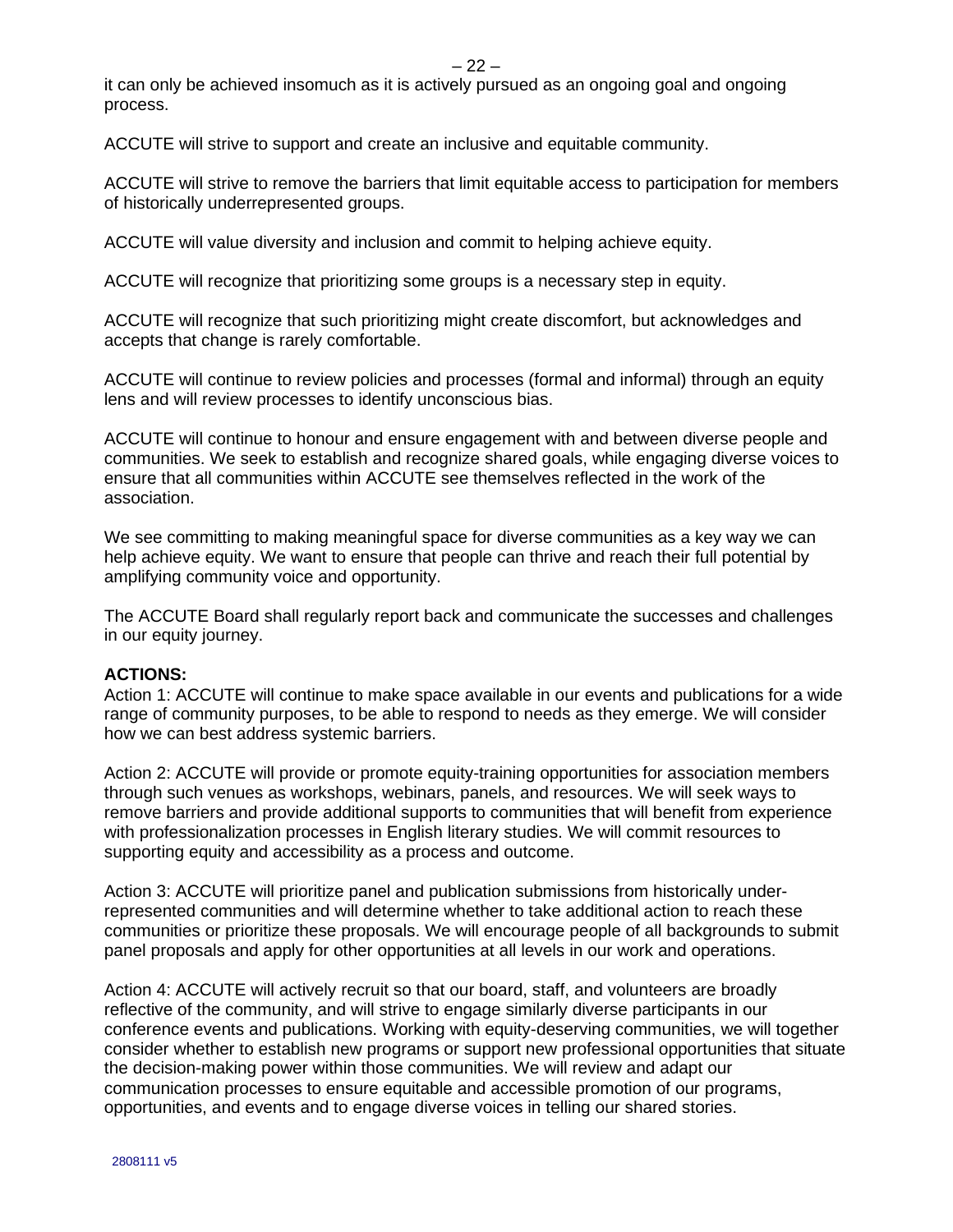it can only be achieved insomuch as it is actively pursued as an ongoing goal and ongoing process.

ACCUTE will strive to support and create an inclusive and equitable community.

ACCUTE will strive to remove the barriers that limit equitable access to participation for members of historically underrepresented groups.

ACCUTE will value diversity and inclusion and commit to helping achieve equity.

ACCUTE will recognize that prioritizing some groups is a necessary step in equity.

ACCUTE will recognize that such prioritizing might create discomfort, but acknowledges and accepts that change is rarely comfortable.

ACCUTE will continue to review policies and processes (formal and informal) through an equity lens and will review processes to identify unconscious bias.

ACCUTE will continue to honour and ensure engagement with and between diverse people and communities. We seek to establish and recognize shared goals, while engaging diverse voices to ensure that all communities within ACCUTE see themselves reflected in the work of the association.

We see committing to making meaningful space for diverse communities as a key way we can help achieve equity. We want to ensure that people can thrive and reach their full potential by amplifying community voice and opportunity.

The ACCUTE Board shall regularly report back and communicate the successes and challenges in our equity journey.

**ACTIONS:**

Action 1: ACCUTE will continue to make space available in our events and publications for a wide range of community purposes, to be able to respond to needs as they emerge. We will consider how we can best address systemic barriers.

Action 2: ACCUTE will provide or promote equity-training opportunities for association members through such venues as workshops, webinars, panels, and resources. We will seek ways to remove barriers and provide additional supports to communities that will benefit from experience with professionalization processes in English literary studies. We will commit resources to supporting equity and accessibility as a process and outcome.

Action 3: ACCUTE will prioritize panel and publication submissions from historically under-represented communities and will determine whether to take additional action to reach these communities or prioritize these proposals. We will encourage people of all backgrounds to submit panel proposals and apply for other opportunities at all levels in our work and operations.

Action 4: ACCUTE will actively recruit so that our board, staff, and volunteers are broadly reflective of the community, and will strive to engage similarly diverse participants in our conference events and publications. Working with equity-deserving communities, we will together consider whether to establish new programs or support new professional opportunities that situate the decision-making power within those communities. We will review and adapt our communication processes to ensure equitable and accessible promotion of our programs, opportunities, and events and to engage diverse voices in telling our shared stories.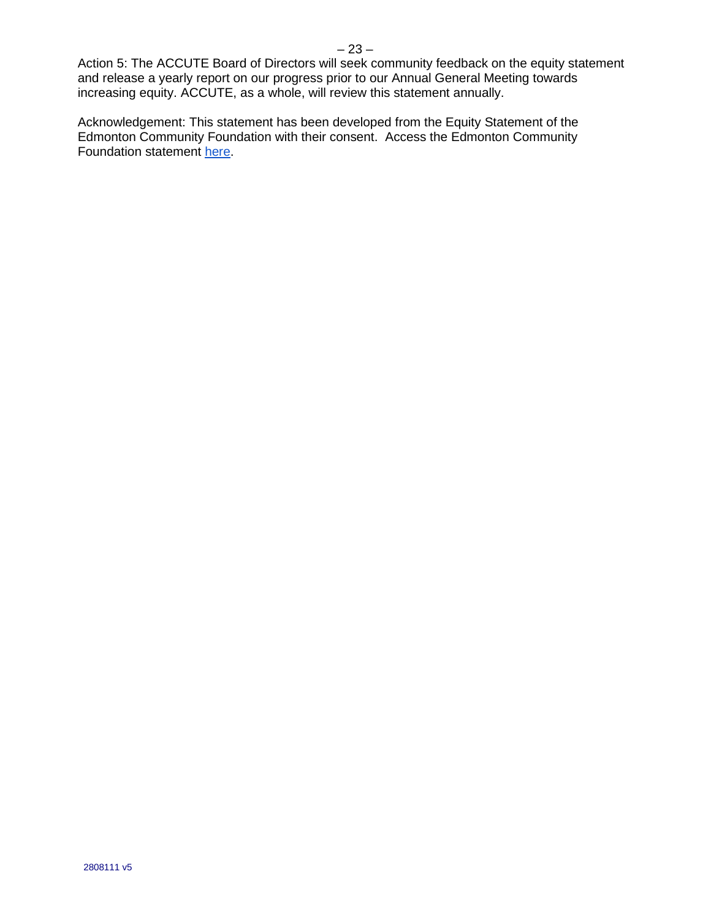Action 5: The ACCUTE Board of Directors will seek community feedback on the equity statement and release a yearly report on our progress prior to our Annual General Meeting towards increasing equity. ACCUTE, as a whole, will review this statement annually.

Acknowledgement: This statement has been developed from the Equity Statement of the Edmonton Community Foundation with their consent. Access the Edmonton Community Foundation statement here.